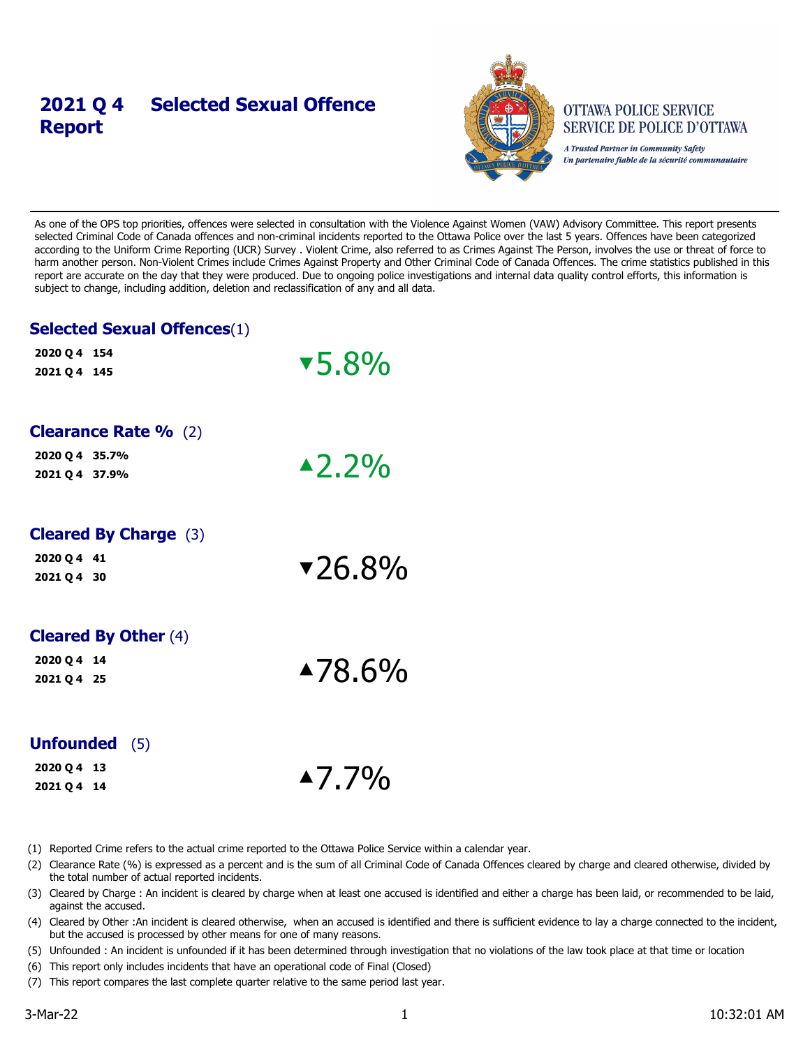# 2021 Q 4 Selected Sexual Offence Report

OTTAWA POLICE SERVICE
SERVICE DE POLICE D'OTTAWA

*A Trusted Partner in Community Safety*
*Un partenaire fiable de la sécurité communautaire*

As one of the OPS top priorities, offences were selected in consultation with the Violence Against Women (VAW) Advisory Committee. This report presents selected Criminal Code of Canada offences and non-criminal incidents reported to the Ottawa Police over the last 5 years. Offences have been categorized according to the Uniform Crime Reporting (UCR) Survey . Violent Crime, also referred to as Crimes Against The Person, involves the use or threat of force to harm another person. Non-Violent Crimes include Crimes Against Property and Other Criminal Code of Canada Offences. The crime statistics published in this report are accurate on the day that they were produced. Due to ongoing police investigations and internal data quality control efforts, this information is subject to change, including addition, deletion and reclassification of any and all data.

## Selected Sexual Offences(1)

**2020 Q 4** **154**
**2021 Q 4** **145**

▼5.8%

## Clearance Rate % (2)

**2020 Q 4** **35.7%**
**2021 Q 4** **37.9%**

▲2.2%

## Cleared By Charge (3)

**2020 Q 4** **41**
**2021 Q 4** **30**

▼26.8%

## Cleared By Other (4)

**2020 Q 4** **14**
**2021 Q 4** **25**

▲78.6%

## Unfounded (5)

**2020 Q 4** **13**
**2021 Q 4** **14**

▲7.7%

(1) Reported Crime refers to the actual crime reported to the Ottawa Police Service within a calendar year.

(2) Clearance Rate (%) is expressed as a percent and is the sum of all Criminal Code of Canada Offences cleared by charge and cleared otherwise, divided by the total number of actual reported incidents.

(3) Cleared by Charge : An incident is cleared by charge when at least one accused is identified and either a charge has been laid, or recommended to be laid, against the accused.

(4) Cleared by Other :An incident is cleared otherwise, when an accused is identified and there is sufficient evidence to lay a charge connected to the incident, but the accused is processed by other means for one of many reasons.

(5) Unfounded : An incident is unfounded if it has been determined through investigation that no violations of the law took place at that time or location

(6) This report only includes incidents that have an operational code of Final (Closed)

(7) This report compares the last complete quarter relative to the same period last year.

3-Mar-22 10:32:01 AM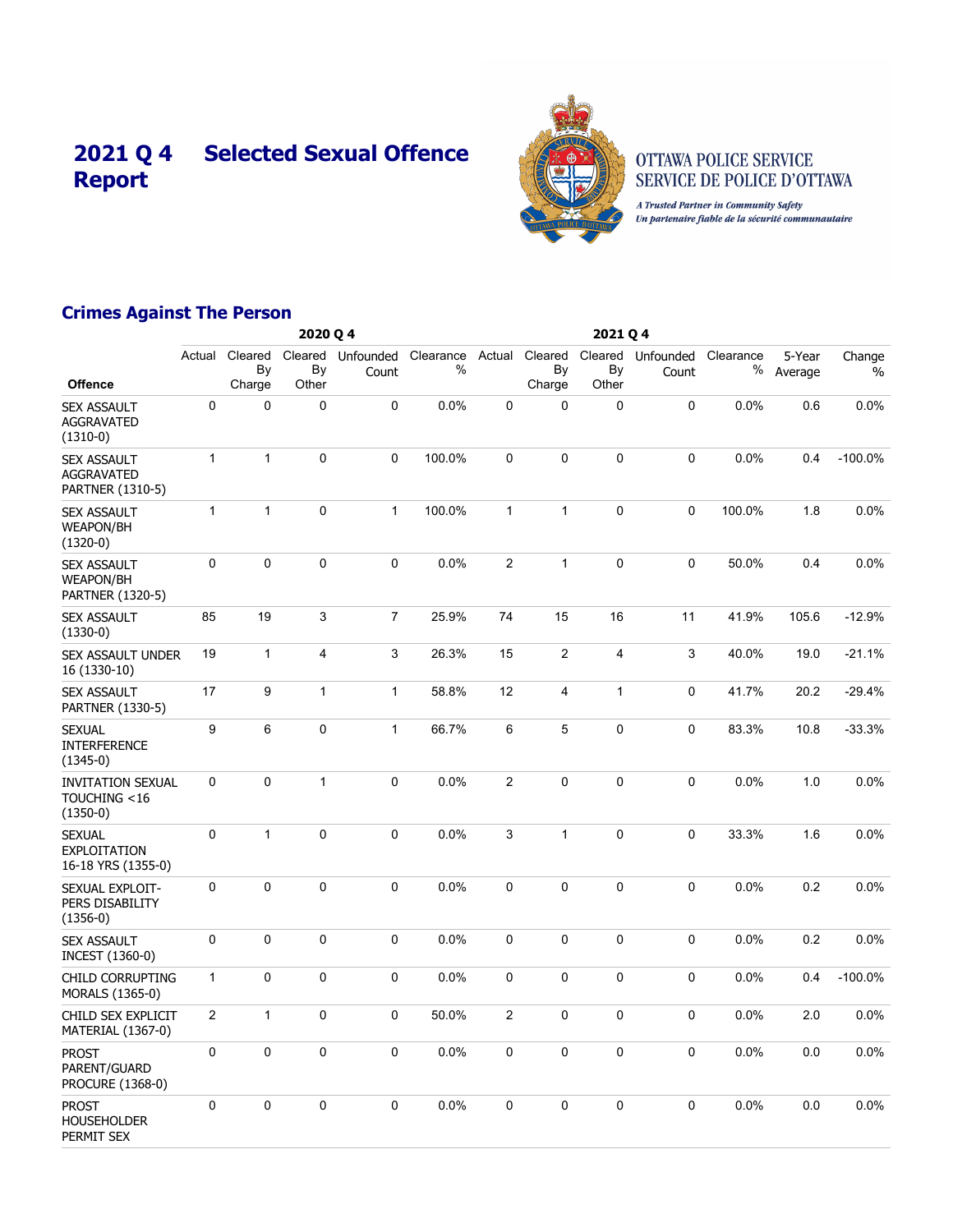# 2021 Q 4 Report — Selected Sexual Offence

OTTAWA POLICE SERVICE
SERVICE DE POLICE D'OTTAWA

*A Trusted Partner in Community Safety*
*Un partenaire fiable de la sécurité communautaire*

## Crimes Against The Person

| | 2020 Q 4 | | | | | 2021 Q 4 | | | | | | |
|---|---|---|---|---|---|---|---|---|---|---|---|---|
| Offence | Actual | Cleared By Charge | Cleared By Other | Unfounded Count | Clearance % | Actual | Cleared By Charge | Cleared By Other | Unfounded Count | Clearance % | 5-Year Average | Change % |
| SEX ASSAULT AGGRAVATED (1310-0) | 0 | 0 | 0 | 0 | 0.0% | 0 | 0 | 0 | 0 | 0.0% | 0.6 | 0.0% |
| SEX ASSAULT AGGRAVATED PARTNER (1310-5) | 1 | 1 | 0 | 0 | 100.0% | 0 | 0 | 0 | 0 | 0.0% | 0.4 | -100.0% |
| SEX ASSAULT WEAPON/BH (1320-0) | 1 | 1 | 0 | 1 | 100.0% | 1 | 1 | 0 | 0 | 100.0% | 1.8 | 0.0% |
| SEX ASSAULT WEAPON/BH PARTNER (1320-5) | 0 | 0 | 0 | 0 | 0.0% | 2 | 1 | 0 | 0 | 50.0% | 0.4 | 0.0% |
| SEX ASSAULT (1330-0) | 85 | 19 | 3 | 7 | 25.9% | 74 | 15 | 16 | 11 | 41.9% | 105.6 | -12.9% |
| SEX ASSAULT UNDER 16 (1330-10) | 19 | 1 | 4 | 3 | 26.3% | 15 | 2 | 4 | 3 | 40.0% | 19.0 | -21.1% |
| SEX ASSAULT PARTNER (1330-5) | 17 | 9 | 1 | 1 | 58.8% | 12 | 4 | 1 | 0 | 41.7% | 20.2 | -29.4% |
| SEXUAL INTERFERENCE (1345-0) | 9 | 6 | 0 | 1 | 66.7% | 6 | 5 | 0 | 0 | 83.3% | 10.8 | -33.3% |
| INVITATION SEXUAL TOUCHING <16 (1350-0) | 0 | 0 | 1 | 0 | 0.0% | 2 | 0 | 0 | 0 | 0.0% | 1.0 | 0.0% |
| SEXUAL EXPLOITATION 16-18 YRS (1355-0) | 0 | 1 | 0 | 0 | 0.0% | 3 | 1 | 0 | 0 | 33.3% | 1.6 | 0.0% |
| SEXUAL EXPLOIT-PERS DISABILITY (1356-0) | 0 | 0 | 0 | 0 | 0.0% | 0 | 0 | 0 | 0 | 0.0% | 0.2 | 0.0% |
| SEX ASSAULT INCEST (1360-0) | 0 | 0 | 0 | 0 | 0.0% | 0 | 0 | 0 | 0 | 0.0% | 0.2 | 0.0% |
| CHILD CORRUPTING MORALS (1365-0) | 1 | 0 | 0 | 0 | 0.0% | 0 | 0 | 0 | 0 | 0.0% | 0.4 | -100.0% |
| CHILD SEX EXPLICIT MATERIAL (1367-0) | 2 | 1 | 0 | 0 | 50.0% | 2 | 0 | 0 | 0 | 0.0% | 2.0 | 0.0% |
| PROST PARENT/GUARD PROCURE (1368-0) | 0 | 0 | 0 | 0 | 0.0% | 0 | 0 | 0 | 0 | 0.0% | 0.0 | 0.0% |
| PROST HOUSEHOLDER PERMIT SEX | 0 | 0 | 0 | 0 | 0.0% | 0 | 0 | 0 | 0 | 0.0% | 0.0 | 0.0% |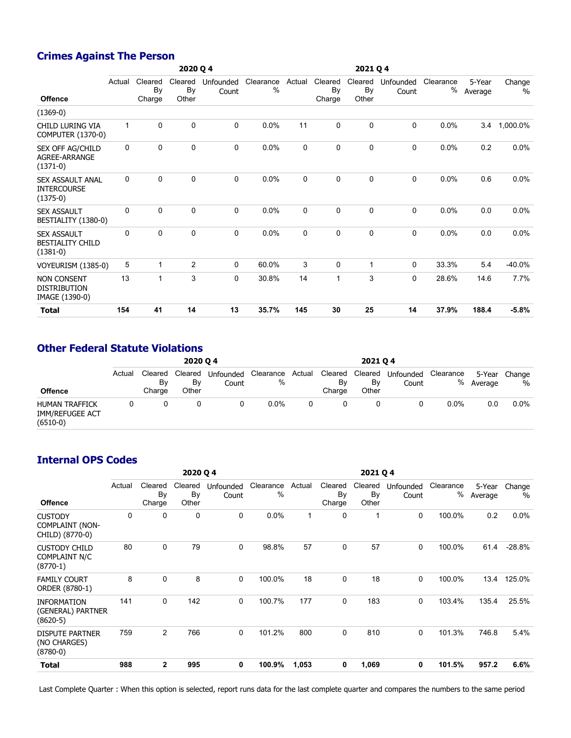## Crimes Against The Person

| Offence | 2020 Q 4 | | | | | 2021 Q 4 | | | | | | |
|---|---|---|---|---|---|---|---|---|---|---|---|---|
| | Actual | Cleared By Charge | Cleared By Other | Unfounded Count | Clearance % | Actual | Cleared By Charge | Cleared By Other | Unfounded Count | Clearance % | 5-Year Average | Change % |
| (1369-0) | | | | | | | | | | | | |
| CHILD LURING VIA COMPUTER (1370-0) | 1 | 0 | 0 | 0 | 0.0% | 11 | 0 | 0 | 0 | 0.0% | 3.4 | 1,000.0% |
| SEX OFF AG/CHILD AGREE-ARRANGE (1371-0) | 0 | 0 | 0 | 0 | 0.0% | 0 | 0 | 0 | 0 | 0.0% | 0.2 | 0.0% |
| SEX ASSAULT ANAL INTERCOURSE (1375-0) | 0 | 0 | 0 | 0 | 0.0% | 0 | 0 | 0 | 0 | 0.0% | 0.6 | 0.0% |
| SEX ASSAULT BESTIALITY (1380-0) | 0 | 0 | 0 | 0 | 0.0% | 0 | 0 | 0 | 0 | 0.0% | 0.0 | 0.0% |
| SEX ASSAULT BESTIALITY CHILD (1381-0) | 0 | 0 | 0 | 0 | 0.0% | 0 | 0 | 0 | 0 | 0.0% | 0.0 | 0.0% |
| VOYEURISM (1385-0) | 5 | 1 | 2 | 0 | 60.0% | 3 | 0 | 1 | 0 | 33.3% | 5.4 | -40.0% |
| NON CONSENT DISTRIBUTION IMAGE (1390-0) | 13 | 1 | 3 | 0 | 30.8% | 14 | 1 | 3 | 0 | 28.6% | 14.6 | 7.7% |
| **Total** | **154** | **41** | **14** | **13** | **35.7%** | **145** | **30** | **25** | **14** | **37.9%** | **188.4** | **-5.8%** |

## Other Federal Statute Violations

| Offence | 2020 Q 4 | | | | | 2021 Q 4 | | | | | | |
|---|---|---|---|---|---|---|---|---|---|---|---|---|
| | Actual | Cleared By Charge | Cleared By Other | Unfounded Count | Clearance % | Actual | Cleared By Charge | Cleared By Other | Unfounded Count | Clearance % | 5-Year Average | Change % |
| HUMAN TRAFFICK IMM/REFUGEE ACT (6510-0) | 0 | 0 | 0 | 0 | 0.0% | 0 | 0 | 0 | 0 | 0.0% | 0.0 | 0.0% |

## Internal OPS Codes

| Offence | 2020 Q 4 | | | | | 2021 Q 4 | | | | | | |
|---|---|---|---|---|---|---|---|---|---|---|---|---|
| | Actual | Cleared By Charge | Cleared By Other | Unfounded Count | Clearance % | Actual | Cleared By Charge | Cleared By Other | Unfounded Count | Clearance % | 5-Year Average | Change % |
| CUSTODY COMPLAINT (NON-CHILD) (8770-0) | 0 | 0 | 0 | 0 | 0.0% | 1 | 0 | 1 | 0 | 100.0% | 0.2 | 0.0% |
| CUSTODY CHILD COMPLAINT N/C (8770-1) | 80 | 0 | 79 | 0 | 98.8% | 57 | 0 | 57 | 0 | 100.0% | 61.4 | -28.8% |
| FAMILY COURT ORDER (8780-1) | 8 | 0 | 8 | 0 | 100.0% | 18 | 0 | 18 | 0 | 100.0% | 13.4 | 125.0% |
| INFORMATION (GENERAL) PARTNER (8620-5) | 141 | 0 | 142 | 0 | 100.7% | 177 | 0 | 183 | 0 | 103.4% | 135.4 | 25.5% |
| DISPUTE PARTNER (NO CHARGES) (8780-0) | 759 | 2 | 766 | 0 | 101.2% | 800 | 0 | 810 | 0 | 101.3% | 746.8 | 5.4% |
| **Total** | **988** | **2** | **995** | **0** | **100.9%** | **1,053** | **0** | **1,069** | **0** | **101.5%** | **957.2** | **6.6%** |

Last Complete Quarter : When this option is selected, report runs data for the last complete quarter and compares the numbers to the same period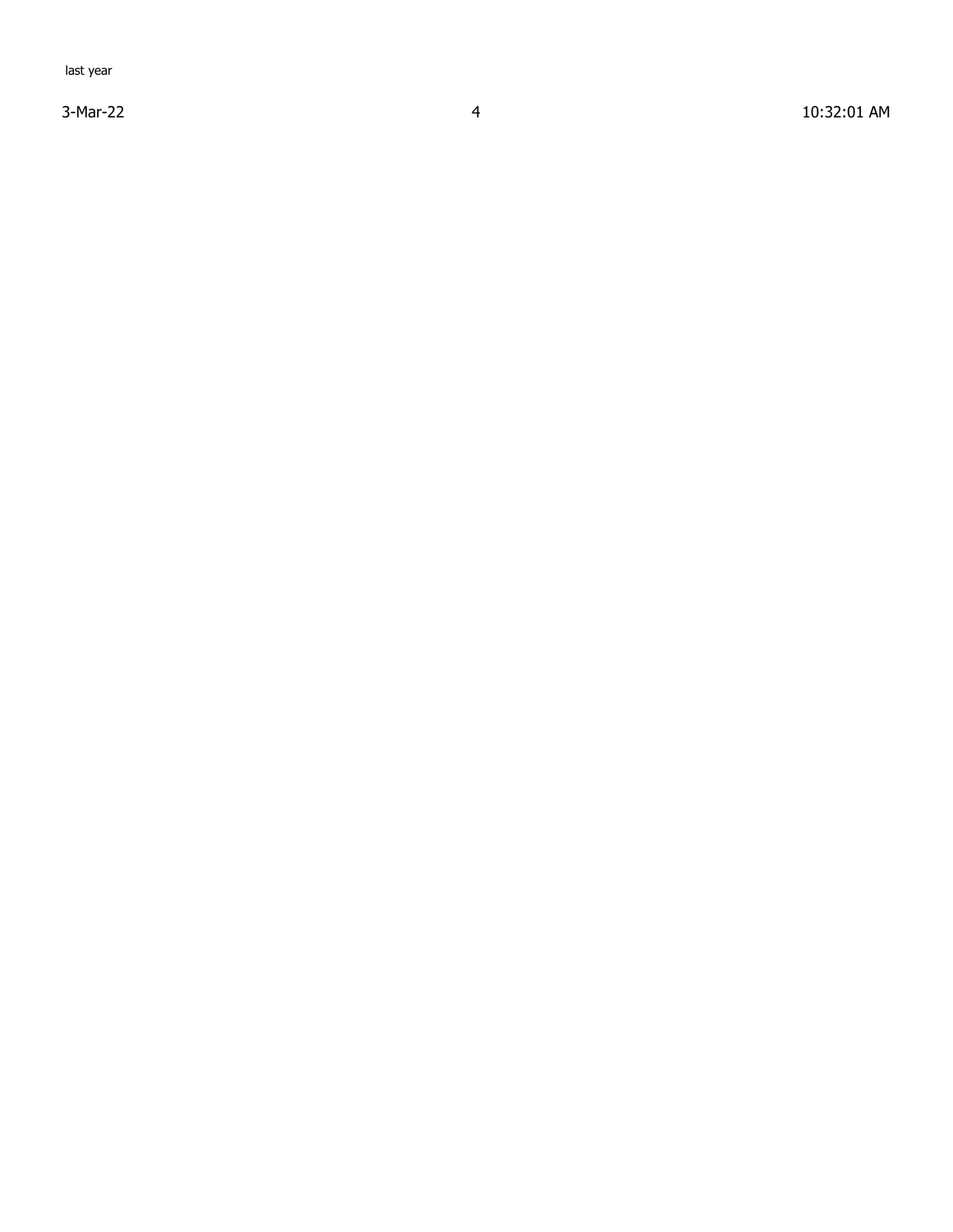last year